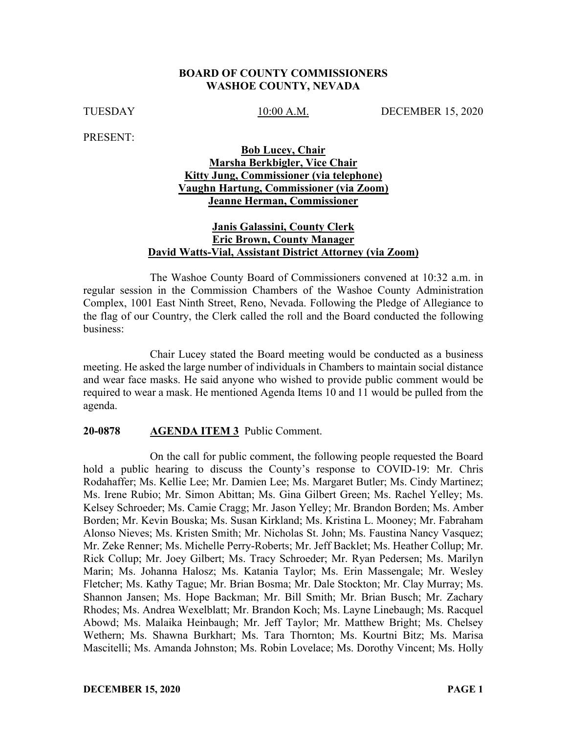**BOARD OF COUNTY COMMISSIONERS**
**WASHOE COUNTY, NEVADA**

TUESDAY 10:00 A.M. DECEMBER 15, 2020

PRESENT:

**Bob Lucey, Chair**
**Marsha Berkbigler, Vice Chair**
**Kitty Jung, Commissioner (via telephone)**
**Vaughn Hartung, Commissioner (via Zoom)**
**Jeanne Herman, Commissioner**

**Janis Galassini, County Clerk**
**Eric Brown, County Manager**
**David Watts-Vial, Assistant District Attorney (via Zoom)**

The Washoe County Board of Commissioners convened at 10:32 a.m. in regular session in the Commission Chambers of the Washoe County Administration Complex, 1001 East Ninth Street, Reno, Nevada. Following the Pledge of Allegiance to the flag of our Country, the Clerk called the roll and the Board conducted the following business:

Chair Lucey stated the Board meeting would be conducted as a business meeting. He asked the large number of individuals in Chambers to maintain social distance and wear face masks. He said anyone who wished to provide public comment would be required to wear a mask. He mentioned Agenda Items 10 and 11 would be pulled from the agenda.

**20-0878 AGENDA ITEM 3** Public Comment.

On the call for public comment, the following people requested the Board hold a public hearing to discuss the County's response to COVID-19: Mr. Chris Rodahaffer; Ms. Kellie Lee; Mr. Damien Lee; Ms. Margaret Butler; Ms. Cindy Martinez; Ms. Irene Rubio; Mr. Simon Abittan; Ms. Gina Gilbert Green; Ms. Rachel Yelley; Ms. Kelsey Schroeder; Ms. Camie Cragg; Mr. Jason Yelley; Mr. Brandon Borden; Ms. Amber Borden; Mr. Kevin Bouska; Ms. Susan Kirkland; Ms. Kristina L. Mooney; Mr. Fabraham Alonso Nieves; Ms. Kristen Smith; Mr. Nicholas St. John; Ms. Faustina Nancy Vasquez; Mr. Zeke Renner; Ms. Michelle Perry-Roberts; Mr. Jeff Backlet; Ms. Heather Collup; Mr. Rick Collup; Mr. Joey Gilbert; Ms. Tracy Schroeder; Mr. Ryan Pedersen; Ms. Marilyn Marin; Ms. Johanna Halosz; Ms. Katania Taylor; Ms. Erin Massengale; Mr. Wesley Fletcher; Ms. Kathy Tague; Mr. Brian Bosma; Mr. Dale Stockton; Mr. Clay Murray; Ms. Shannon Jansen; Ms. Hope Backman; Mr. Bill Smith; Mr. Brian Busch; Mr. Zachary Rhodes; Ms. Andrea Wexelblatt; Mr. Brandon Koch; Ms. Layne Linebaugh; Ms. Racquel Abowd; Ms. Malaika Heinbaugh; Mr. Jeff Taylor; Mr. Matthew Bright; Ms. Chelsey Wethern; Ms. Shawna Burkhart; Ms. Tara Thornton; Ms. Kourtni Bitz; Ms. Marisa Mascitelli; Ms. Amanda Johnston; Ms. Robin Lovelace; Ms. Dorothy Vincent; Ms. Holly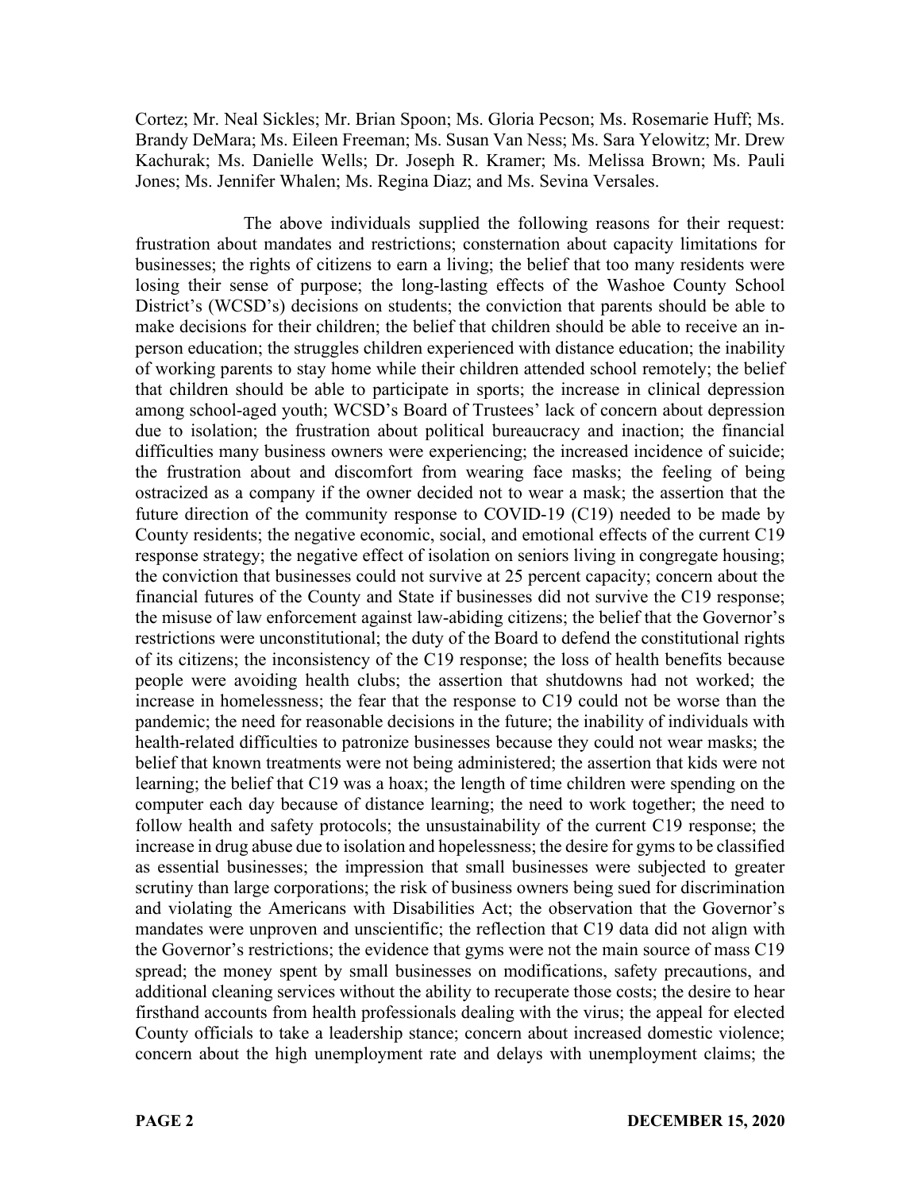Cortez; Mr. Neal Sickles; Mr. Brian Spoon; Ms. Gloria Pecson; Ms. Rosemarie Huff; Ms. Brandy DeMara; Ms. Eileen Freeman; Ms. Susan Van Ness; Ms. Sara Yelowitz; Mr. Drew Kachurak; Ms. Danielle Wells; Dr. Joseph R. Kramer; Ms. Melissa Brown; Ms. Pauli Jones; Ms. Jennifer Whalen; Ms. Regina Diaz; and Ms. Sevina Versales.

The above individuals supplied the following reasons for their request: frustration about mandates and restrictions; consternation about capacity limitations for businesses; the rights of citizens to earn a living; the belief that too many residents were losing their sense of purpose; the long-lasting effects of the Washoe County School District's (WCSD's) decisions on students; the conviction that parents should be able to make decisions for their children; the belief that children should be able to receive an in-person education; the struggles children experienced with distance education; the inability of working parents to stay home while their children attended school remotely; the belief that children should be able to participate in sports; the increase in clinical depression among school-aged youth; WCSD's Board of Trustees' lack of concern about depression due to isolation; the frustration about political bureaucracy and inaction; the financial difficulties many business owners were experiencing; the increased incidence of suicide; the frustration about and discomfort from wearing face masks; the feeling of being ostracized as a company if the owner decided not to wear a mask; the assertion that the future direction of the community response to COVID-19 (C19) needed to be made by County residents; the negative economic, social, and emotional effects of the current C19 response strategy; the negative effect of isolation on seniors living in congregate housing; the conviction that businesses could not survive at 25 percent capacity; concern about the financial futures of the County and State if businesses did not survive the C19 response; the misuse of law enforcement against law-abiding citizens; the belief that the Governor's restrictions were unconstitutional; the duty of the Board to defend the constitutional rights of its citizens; the inconsistency of the C19 response; the loss of health benefits because people were avoiding health clubs; the assertion that shutdowns had not worked; the increase in homelessness; the fear that the response to C19 could not be worse than the pandemic; the need for reasonable decisions in the future; the inability of individuals with health-related difficulties to patronize businesses because they could not wear masks; the belief that known treatments were not being administered; the assertion that kids were not learning; the belief that C19 was a hoax; the length of time children were spending on the computer each day because of distance learning; the need to work together; the need to follow health and safety protocols; the unsustainability of the current C19 response; the increase in drug abuse due to isolation and hopelessness; the desire for gyms to be classified as essential businesses; the impression that small businesses were subjected to greater scrutiny than large corporations; the risk of business owners being sued for discrimination and violating the Americans with Disabilities Act; the observation that the Governor's mandates were unproven and unscientific; the reflection that C19 data did not align with the Governor's restrictions; the evidence that gyms were not the main source of mass C19 spread; the money spent by small businesses on modifications, safety precautions, and additional cleaning services without the ability to recuperate those costs; the desire to hear firsthand accounts from health professionals dealing with the virus; the appeal for elected County officials to take a leadership stance; concern about increased domestic violence; concern about the high unemployment rate and delays with unemployment claims; the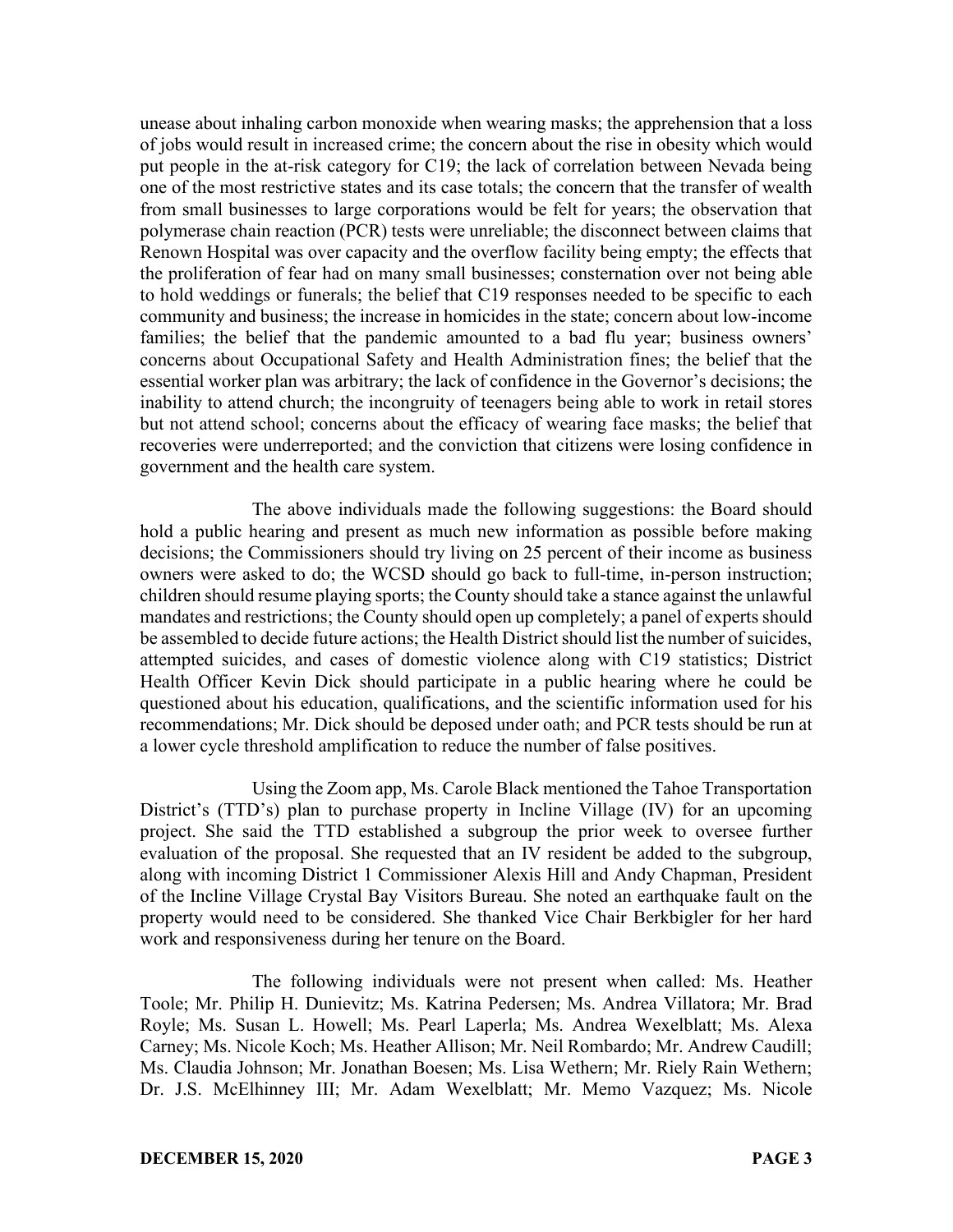unease about inhaling carbon monoxide when wearing masks; the apprehension that a loss of jobs would result in increased crime; the concern about the rise in obesity which would put people in the at-risk category for C19; the lack of correlation between Nevada being one of the most restrictive states and its case totals; the concern that the transfer of wealth from small businesses to large corporations would be felt for years; the observation that polymerase chain reaction (PCR) tests were unreliable; the disconnect between claims that Renown Hospital was over capacity and the overflow facility being empty; the effects that the proliferation of fear had on many small businesses; consternation over not being able to hold weddings or funerals; the belief that C19 responses needed to be specific to each community and business; the increase in homicides in the state; concern about low-income families; the belief that the pandemic amounted to a bad flu year; business owners' concerns about Occupational Safety and Health Administration fines; the belief that the essential worker plan was arbitrary; the lack of confidence in the Governor's decisions; the inability to attend church; the incongruity of teenagers being able to work in retail stores but not attend school; concerns about the efficacy of wearing face masks; the belief that recoveries were underreported; and the conviction that citizens were losing confidence in government and the health care system.

The above individuals made the following suggestions: the Board should hold a public hearing and present as much new information as possible before making decisions; the Commissioners should try living on 25 percent of their income as business owners were asked to do; the WCSD should go back to full-time, in-person instruction; children should resume playing sports; the County should take a stance against the unlawful mandates and restrictions; the County should open up completely; a panel of experts should be assembled to decide future actions; the Health District should list the number of suicides, attempted suicides, and cases of domestic violence along with C19 statistics; District Health Officer Kevin Dick should participate in a public hearing where he could be questioned about his education, qualifications, and the scientific information used for his recommendations; Mr. Dick should be deposed under oath; and PCR tests should be run at a lower cycle threshold amplification to reduce the number of false positives.

Using the Zoom app, Ms. Carole Black mentioned the Tahoe Transportation District's (TTD's) plan to purchase property in Incline Village (IV) for an upcoming project. She said the TTD established a subgroup the prior week to oversee further evaluation of the proposal. She requested that an IV resident be added to the subgroup, along with incoming District 1 Commissioner Alexis Hill and Andy Chapman, President of the Incline Village Crystal Bay Visitors Bureau. She noted an earthquake fault on the property would need to be considered. She thanked Vice Chair Berkbigler for her hard work and responsiveness during her tenure on the Board.

The following individuals were not present when called: Ms. Heather Toole; Mr. Philip H. Dunievitz; Ms. Katrina Pedersen; Ms. Andrea Villatora; Mr. Brad Royle; Ms. Susan L. Howell; Ms. Pearl Laperla; Ms. Andrea Wexelblatt; Ms. Alexa Carney; Ms. Nicole Koch; Ms. Heather Allison; Mr. Neil Rombardo; Mr. Andrew Caudill; Ms. Claudia Johnson; Mr. Jonathan Boesen; Ms. Lisa Wethern; Mr. Riely Rain Wethern; Dr. J.S. McElhinney III; Mr. Adam Wexelblatt; Mr. Memo Vazquez; Ms. Nicole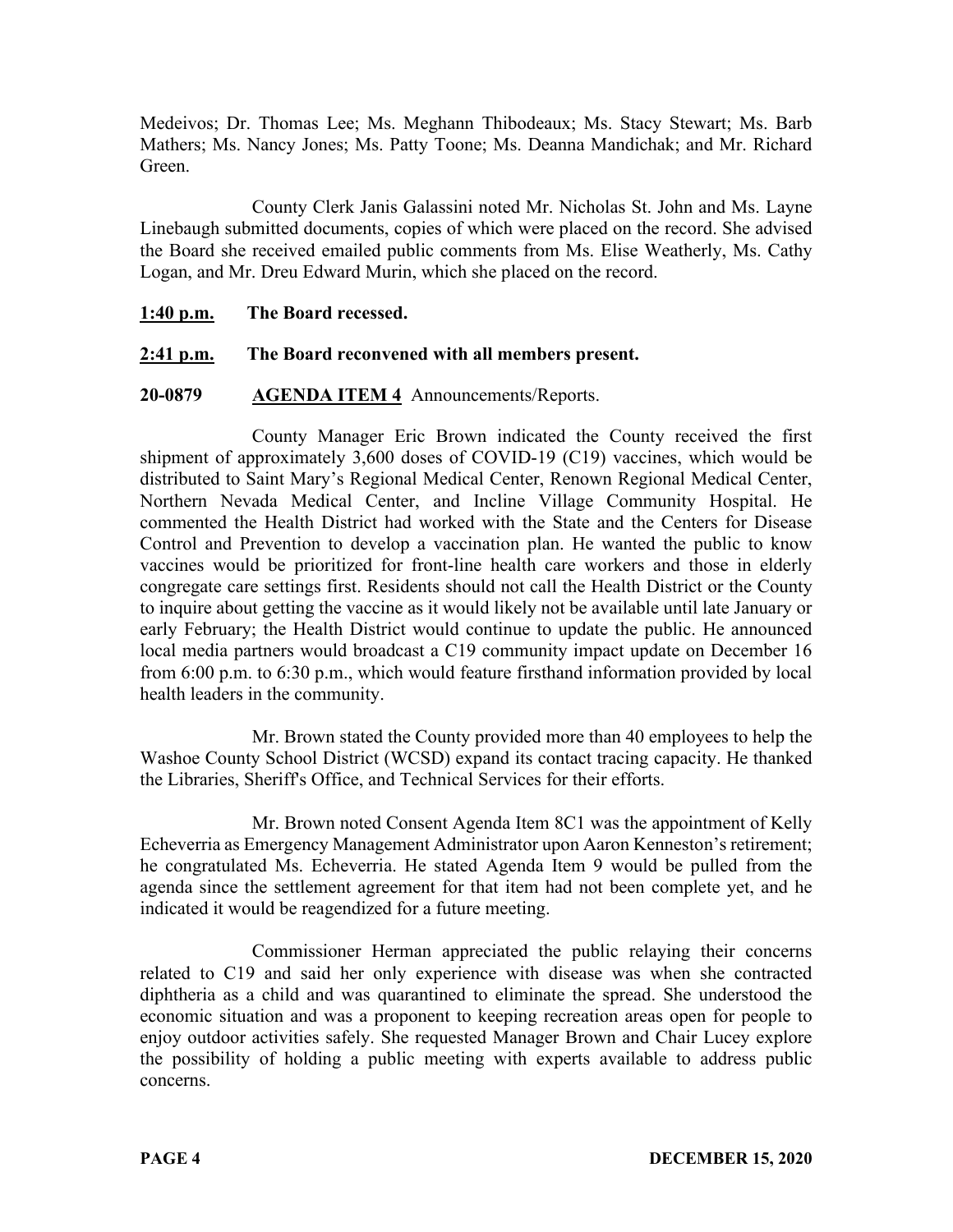Medeivos; Dr. Thomas Lee; Ms. Meghann Thibodeaux; Ms. Stacy Stewart; Ms. Barb Mathers; Ms. Nancy Jones; Ms. Patty Toone; Ms. Deanna Mandichak; and Mr. Richard Green.

County Clerk Janis Galassini noted Mr. Nicholas St. John and Ms. Layne Linebaugh submitted documents, copies of which were placed on the record. She advised the Board she received emailed public comments from Ms. Elise Weatherly, Ms. Cathy Logan, and Mr. Dreu Edward Murin, which she placed on the record.

**1:40 p.m. The Board recessed.**

**2:41 p.m. The Board reconvened with all members present.**

**20-0879 AGENDA ITEM 4** Announcements/Reports.

County Manager Eric Brown indicated the County received the first shipment of approximately 3,600 doses of COVID-19 (C19) vaccines, which would be distributed to Saint Mary's Regional Medical Center, Renown Regional Medical Center, Northern Nevada Medical Center, and Incline Village Community Hospital. He commented the Health District had worked with the State and the Centers for Disease Control and Prevention to develop a vaccination plan. He wanted the public to know vaccines would be prioritized for front-line health care workers and those in elderly congregate care settings first. Residents should not call the Health District or the County to inquire about getting the vaccine as it would likely not be available until late January or early February; the Health District would continue to update the public. He announced local media partners would broadcast a C19 community impact update on December 16 from 6:00 p.m. to 6:30 p.m., which would feature firsthand information provided by local health leaders in the community.

Mr. Brown stated the County provided more than 40 employees to help the Washoe County School District (WCSD) expand its contact tracing capacity. He thanked the Libraries, Sheriff's Office, and Technical Services for their efforts.

Mr. Brown noted Consent Agenda Item 8C1 was the appointment of Kelly Echeverria as Emergency Management Administrator upon Aaron Kenneston's retirement; he congratulated Ms. Echeverria. He stated Agenda Item 9 would be pulled from the agenda since the settlement agreement for that item had not been complete yet, and he indicated it would be reagendized for a future meeting.

Commissioner Herman appreciated the public relaying their concerns related to C19 and said her only experience with disease was when she contracted diphtheria as a child and was quarantined to eliminate the spread. She understood the economic situation and was a proponent to keeping recreation areas open for people to enjoy outdoor activities safely. She requested Manager Brown and Chair Lucey explore the possibility of holding a public meeting with experts available to address public concerns.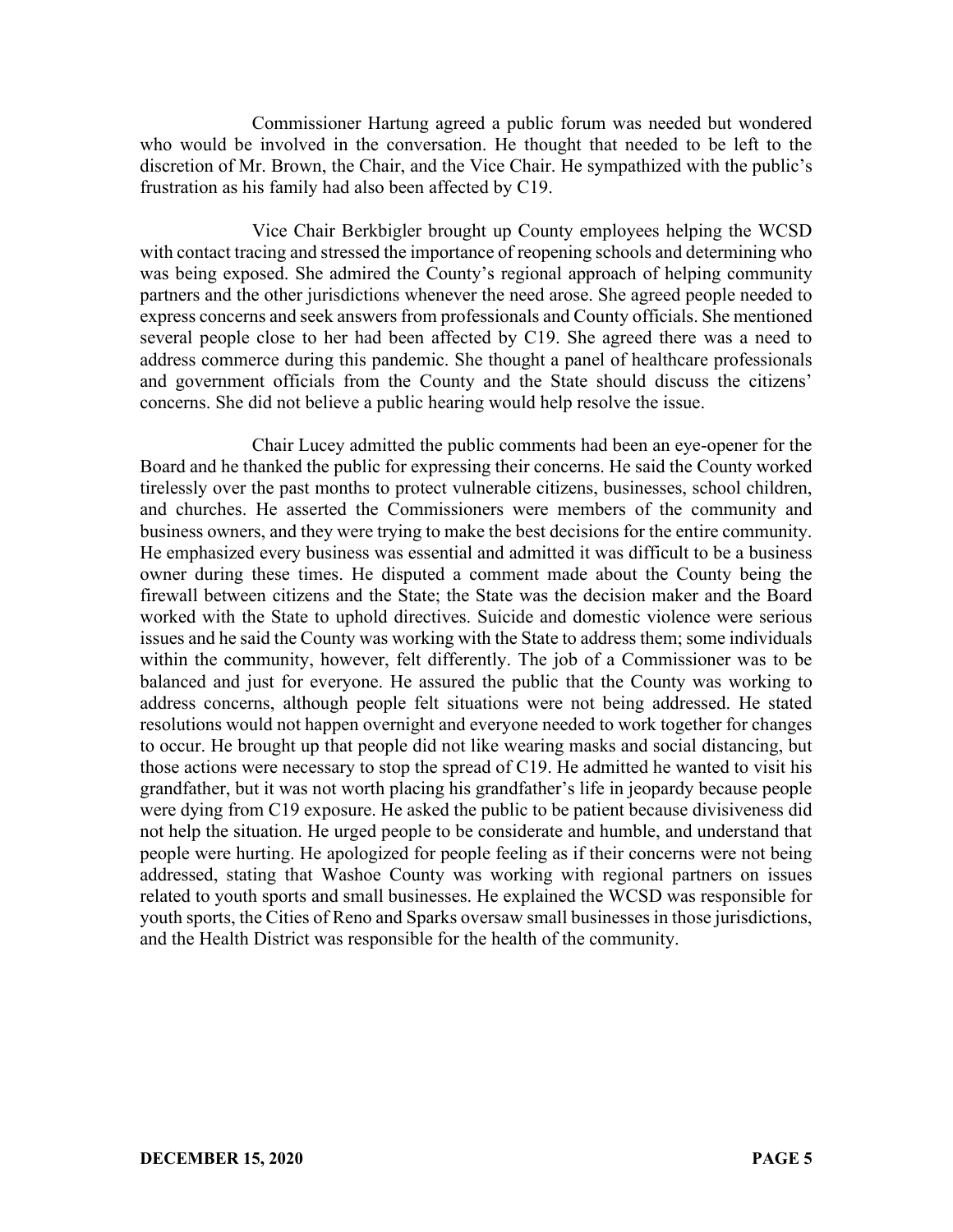Commissioner Hartung agreed a public forum was needed but wondered who would be involved in the conversation. He thought that needed to be left to the discretion of Mr. Brown, the Chair, and the Vice Chair. He sympathized with the public's frustration as his family had also been affected by C19.

Vice Chair Berkbigler brought up County employees helping the WCSD with contact tracing and stressed the importance of reopening schools and determining who was being exposed. She admired the County's regional approach of helping community partners and the other jurisdictions whenever the need arose. She agreed people needed to express concerns and seek answers from professionals and County officials. She mentioned several people close to her had been affected by C19. She agreed there was a need to address commerce during this pandemic. She thought a panel of healthcare professionals and government officials from the County and the State should discuss the citizens' concerns. She did not believe a public hearing would help resolve the issue.

Chair Lucey admitted the public comments had been an eye-opener for the Board and he thanked the public for expressing their concerns. He said the County worked tirelessly over the past months to protect vulnerable citizens, businesses, school children, and churches. He asserted the Commissioners were members of the community and business owners, and they were trying to make the best decisions for the entire community. He emphasized every business was essential and admitted it was difficult to be a business owner during these times. He disputed a comment made about the County being the firewall between citizens and the State; the State was the decision maker and the Board worked with the State to uphold directives. Suicide and domestic violence were serious issues and he said the County was working with the State to address them; some individuals within the community, however, felt differently. The job of a Commissioner was to be balanced and just for everyone. He assured the public that the County was working to address concerns, although people felt situations were not being addressed. He stated resolutions would not happen overnight and everyone needed to work together for changes to occur. He brought up that people did not like wearing masks and social distancing, but those actions were necessary to stop the spread of C19. He admitted he wanted to visit his grandfather, but it was not worth placing his grandfather's life in jeopardy because people were dying from C19 exposure. He asked the public to be patient because divisiveness did not help the situation. He urged people to be considerate and humble, and understand that people were hurting. He apologized for people feeling as if their concerns were not being addressed, stating that Washoe County was working with regional partners on issues related to youth sports and small businesses. He explained the WCSD was responsible for youth sports, the Cities of Reno and Sparks oversaw small businesses in those jurisdictions, and the Health District was responsible for the health of the community.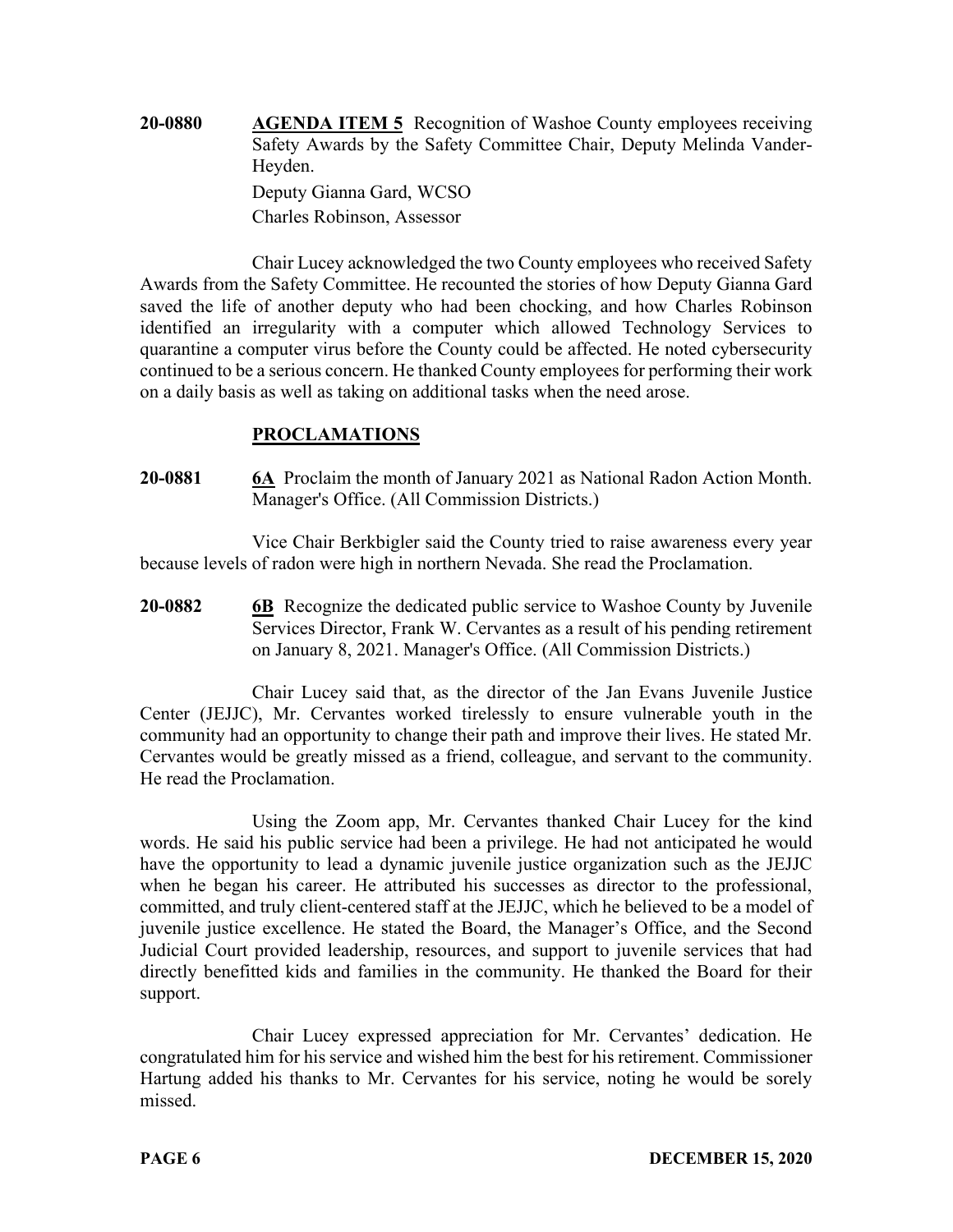**20-0880** **AGENDA ITEM 5** Recognition of Washoe County employees receiving Safety Awards by the Safety Committee Chair, Deputy Melinda Vander-Heyden.

Deputy Gianna Gard, WCSO
Charles Robinson, Assessor

Chair Lucey acknowledged the two County employees who received Safety Awards from the Safety Committee. He recounted the stories of how Deputy Gianna Gard saved the life of another deputy who had been chocking, and how Charles Robinson identified an irregularity with a computer which allowed Technology Services to quarantine a computer virus before the County could be affected. He noted cybersecurity continued to be a serious concern. He thanked County employees for performing their work on a daily basis as well as taking on additional tasks when the need arose.

## PROCLAMATIONS

**20-0881** **6A** Proclaim the month of January 2021 as National Radon Action Month. Manager's Office. (All Commission Districts.)

Vice Chair Berkbigler said the County tried to raise awareness every year because levels of radon were high in northern Nevada. She read the Proclamation.

**20-0882** **6B** Recognize the dedicated public service to Washoe County by Juvenile Services Director, Frank W. Cervantes as a result of his pending retirement on January 8, 2021. Manager's Office. (All Commission Districts.)

Chair Lucey said that, as the director of the Jan Evans Juvenile Justice Center (JEJJC), Mr. Cervantes worked tirelessly to ensure vulnerable youth in the community had an opportunity to change their path and improve their lives. He stated Mr. Cervantes would be greatly missed as a friend, colleague, and servant to the community. He read the Proclamation.

Using the Zoom app, Mr. Cervantes thanked Chair Lucey for the kind words. He said his public service had been a privilege. He had not anticipated he would have the opportunity to lead a dynamic juvenile justice organization such as the JEJJC when he began his career. He attributed his successes as director to the professional, committed, and truly client-centered staff at the JEJJC, which he believed to be a model of juvenile justice excellence. He stated the Board, the Manager's Office, and the Second Judicial Court provided leadership, resources, and support to juvenile services that had directly benefitted kids and families in the community. He thanked the Board for their support.

Chair Lucey expressed appreciation for Mr. Cervantes' dedication. He congratulated him for his service and wished him the best for his retirement. Commissioner Hartung added his thanks to Mr. Cervantes for his service, noting he would be sorely missed.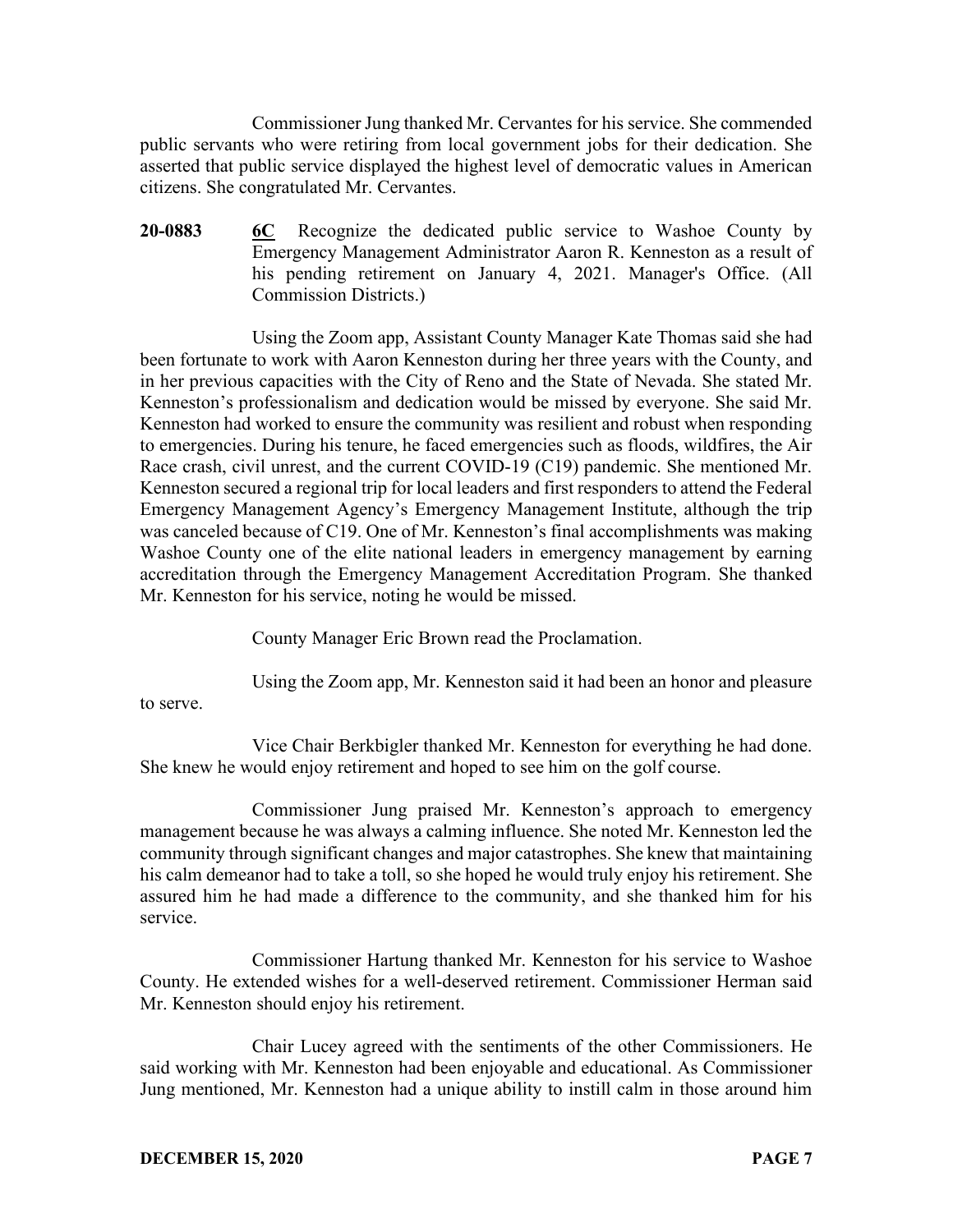Commissioner Jung thanked Mr. Cervantes for his service. She commended public servants who were retiring from local government jobs for their dedication. She asserted that public service displayed the highest level of democratic values in American citizens. She congratulated Mr. Cervantes.

**20-0883** **6C** Recognize the dedicated public service to Washoe County by Emergency Management Administrator Aaron R. Kenneston as a result of his pending retirement on January 4, 2021. Manager's Office. (All Commission Districts.)

Using the Zoom app, Assistant County Manager Kate Thomas said she had been fortunate to work with Aaron Kenneston during her three years with the County, and in her previous capacities with the City of Reno and the State of Nevada. She stated Mr. Kenneston's professionalism and dedication would be missed by everyone. She said Mr. Kenneston had worked to ensure the community was resilient and robust when responding to emergencies. During his tenure, he faced emergencies such as floods, wildfires, the Air Race crash, civil unrest, and the current COVID-19 (C19) pandemic. She mentioned Mr. Kenneston secured a regional trip for local leaders and first responders to attend the Federal Emergency Management Agency's Emergency Management Institute, although the trip was canceled because of C19. One of Mr. Kenneston's final accomplishments was making Washoe County one of the elite national leaders in emergency management by earning accreditation through the Emergency Management Accreditation Program. She thanked Mr. Kenneston for his service, noting he would be missed.

County Manager Eric Brown read the Proclamation.

Using the Zoom app, Mr. Kenneston said it had been an honor and pleasure to serve.

Vice Chair Berkbigler thanked Mr. Kenneston for everything he had done. She knew he would enjoy retirement and hoped to see him on the golf course.

Commissioner Jung praised Mr. Kenneston's approach to emergency management because he was always a calming influence. She noted Mr. Kenneston led the community through significant changes and major catastrophes. She knew that maintaining his calm demeanor had to take a toll, so she hoped he would truly enjoy his retirement. She assured him he had made a difference to the community, and she thanked him for his service.

Commissioner Hartung thanked Mr. Kenneston for his service to Washoe County. He extended wishes for a well-deserved retirement. Commissioner Herman said Mr. Kenneston should enjoy his retirement.

Chair Lucey agreed with the sentiments of the other Commissioners. He said working with Mr. Kenneston had been enjoyable and educational. As Commissioner Jung mentioned, Mr. Kenneston had a unique ability to instill calm in those around him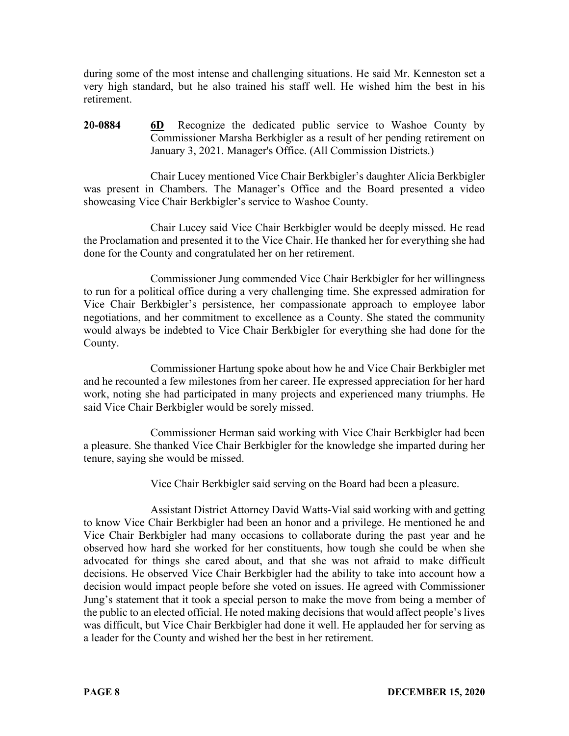during some of the most intense and challenging situations. He said Mr. Kenneston set a very high standard, but he also trained his staff well. He wished him the best in his retirement.

**20-0884** **6D** Recognize the dedicated public service to Washoe County by Commissioner Marsha Berkbigler as a result of her pending retirement on January 3, 2021. Manager's Office. (All Commission Districts.)

Chair Lucey mentioned Vice Chair Berkbigler's daughter Alicia Berkbigler was present in Chambers. The Manager's Office and the Board presented a video showcasing Vice Chair Berkbigler's service to Washoe County.

Chair Lucey said Vice Chair Berkbigler would be deeply missed. He read the Proclamation and presented it to the Vice Chair. He thanked her for everything she had done for the County and congratulated her on her retirement.

Commissioner Jung commended Vice Chair Berkbigler for her willingness to run for a political office during a very challenging time. She expressed admiration for Vice Chair Berkbigler's persistence, her compassionate approach to employee labor negotiations, and her commitment to excellence as a County. She stated the community would always be indebted to Vice Chair Berkbigler for everything she had done for the County.

Commissioner Hartung spoke about how he and Vice Chair Berkbigler met and he recounted a few milestones from her career. He expressed appreciation for her hard work, noting she had participated in many projects and experienced many triumphs. He said Vice Chair Berkbigler would be sorely missed.

Commissioner Herman said working with Vice Chair Berkbigler had been a pleasure. She thanked Vice Chair Berkbigler for the knowledge she imparted during her tenure, saying she would be missed.

Vice Chair Berkbigler said serving on the Board had been a pleasure.

Assistant District Attorney David Watts-Vial said working with and getting to know Vice Chair Berkbigler had been an honor and a privilege. He mentioned he and Vice Chair Berkbigler had many occasions to collaborate during the past year and he observed how hard she worked for her constituents, how tough she could be when she advocated for things she cared about, and that she was not afraid to make difficult decisions. He observed Vice Chair Berkbigler had the ability to take into account how a decision would impact people before she voted on issues. He agreed with Commissioner Jung's statement that it took a special person to make the move from being a member of the public to an elected official. He noted making decisions that would affect people's lives was difficult, but Vice Chair Berkbigler had done it well. He applauded her for serving as a leader for the County and wished her the best in her retirement.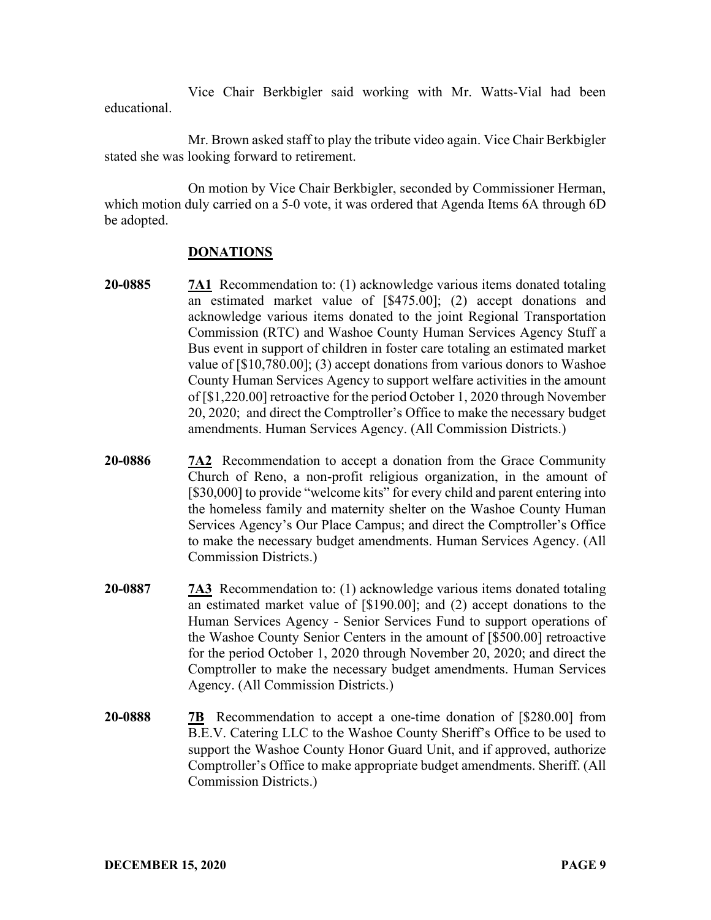Vice Chair Berkbigler said working with Mr. Watts-Vial had been educational.

Mr. Brown asked staff to play the tribute video again. Vice Chair Berkbigler stated she was looking forward to retirement.

On motion by Vice Chair Berkbigler, seconded by Commissioner Herman, which motion duly carried on a 5-0 vote, it was ordered that Agenda Items 6A through 6D be adopted.

## DONATIONS

**20-0885** **7A1** Recommendation to: (1) acknowledge various items donated totaling an estimated market value of [$475.00]; (2) accept donations and acknowledge various items donated to the joint Regional Transportation Commission (RTC) and Washoe County Human Services Agency Stuff a Bus event in support of children in foster care totaling an estimated market value of [$10,780.00]; (3) accept donations from various donors to Washoe County Human Services Agency to support welfare activities in the amount of [$1,220.00] retroactive for the period October 1, 2020 through November 20, 2020; and direct the Comptroller's Office to make the necessary budget amendments. Human Services Agency. (All Commission Districts.)

**20-0886** **7A2** Recommendation to accept a donation from the Grace Community Church of Reno, a non-profit religious organization, in the amount of [$30,000] to provide "welcome kits" for every child and parent entering into the homeless family and maternity shelter on the Washoe County Human Services Agency's Our Place Campus; and direct the Comptroller's Office to make the necessary budget amendments. Human Services Agency. (All Commission Districts.)

**20-0887** **7A3** Recommendation to: (1) acknowledge various items donated totaling an estimated market value of [$190.00]; and (2) accept donations to the Human Services Agency - Senior Services Fund to support operations of the Washoe County Senior Centers in the amount of [$500.00] retroactive for the period October 1, 2020 through November 20, 2020; and direct the Comptroller to make the necessary budget amendments. Human Services Agency. (All Commission Districts.)

**20-0888** **7B** Recommendation to accept a one-time donation of [$280.00] from B.E.V. Catering LLC to the Washoe County Sheriff's Office to be used to support the Washoe County Honor Guard Unit, and if approved, authorize Comptroller's Office to make appropriate budget amendments. Sheriff. (All Commission Districts.)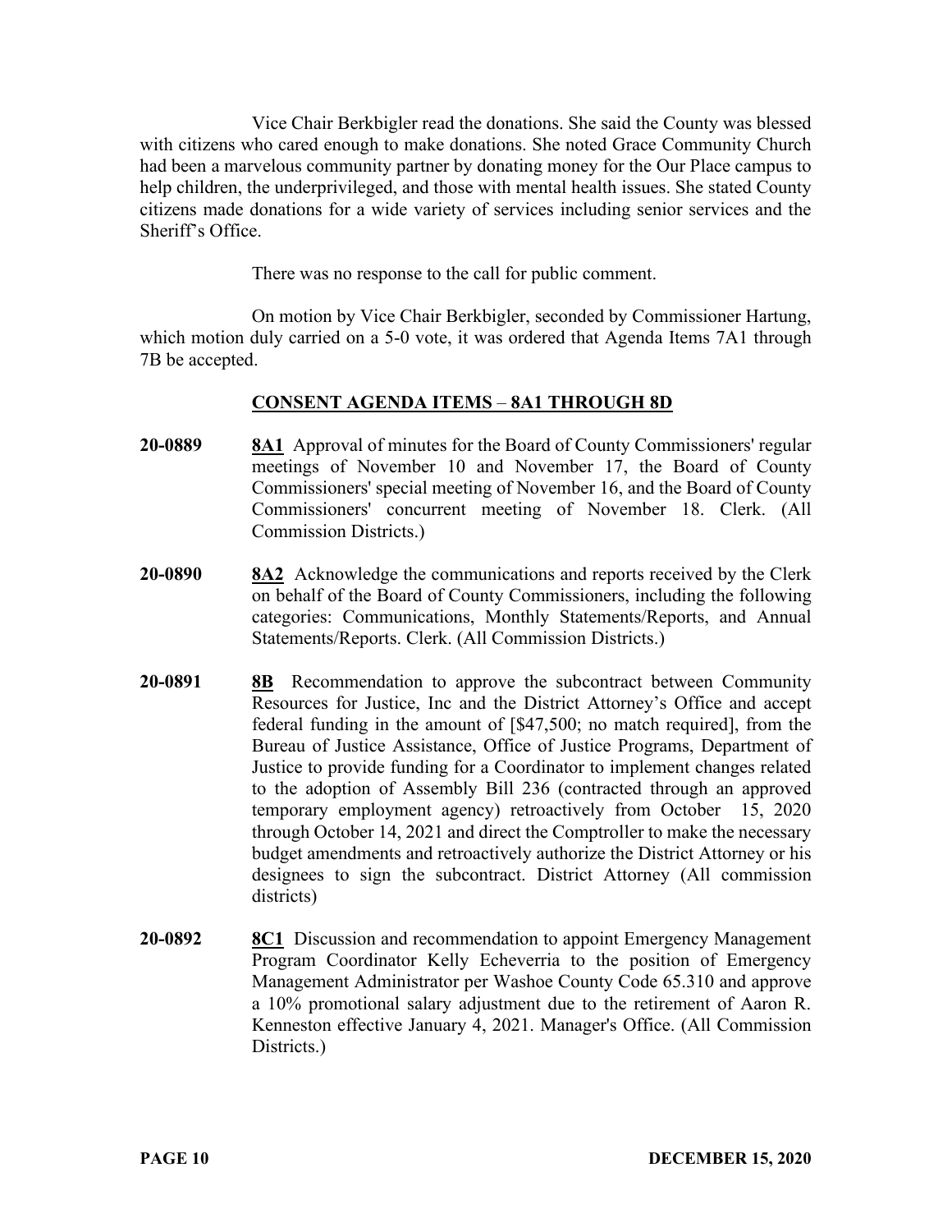Vice Chair Berkbigler read the donations. She said the County was blessed with citizens who cared enough to make donations. She noted Grace Community Church had been a marvelous community partner by donating money for the Our Place campus to help children, the underprivileged, and those with mental health issues. She stated County citizens made donations for a wide variety of services including senior services and the Sheriff's Office.

There was no response to the call for public comment.

On motion by Vice Chair Berkbigler, seconded by Commissioner Hartung, which motion duly carried on a 5-0 vote, it was ordered that Agenda Items 7A1 through 7B be accepted.

## CONSENT AGENDA ITEMS – 8A1 THROUGH 8D

**20-0889** **8A1** Approval of minutes for the Board of County Commissioners' regular meetings of November 10 and November 17, the Board of County Commissioners' special meeting of November 16, and the Board of County Commissioners' concurrent meeting of November 18. Clerk. (All Commission Districts.)

**20-0890** **8A2** Acknowledge the communications and reports received by the Clerk on behalf of the Board of County Commissioners, including the following categories: Communications, Monthly Statements/Reports, and Annual Statements/Reports. Clerk. (All Commission Districts.)

**20-0891** **8B** Recommendation to approve the subcontract between Community Resources for Justice, Inc and the District Attorney's Office and accept federal funding in the amount of [$47,500; no match required], from the Bureau of Justice Assistance, Office of Justice Programs, Department of Justice to provide funding for a Coordinator to implement changes related to the adoption of Assembly Bill 236 (contracted through an approved temporary employment agency) retroactively from October 15, 2020 through October 14, 2021 and direct the Comptroller to make the necessary budget amendments and retroactively authorize the District Attorney or his designees to sign the subcontract. District Attorney (All commission districts)

**20-0892** **8C1** Discussion and recommendation to appoint Emergency Management Program Coordinator Kelly Echeverria to the position of Emergency Management Administrator per Washoe County Code 65.310 and approve a 10% promotional salary adjustment due to the retirement of Aaron R. Kenneston effective January 4, 2021. Manager's Office. (All Commission Districts.)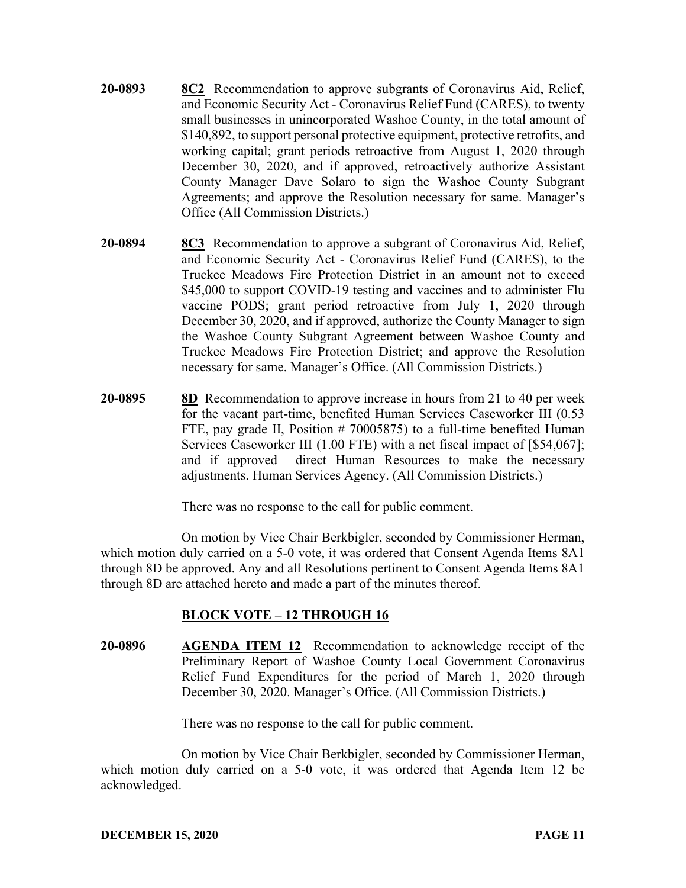**20-0893** **8C2** Recommendation to approve subgrants of Coronavirus Aid, Relief, and Economic Security Act - Coronavirus Relief Fund (CARES), to twenty small businesses in unincorporated Washoe County, in the total amount of $140,892, to support personal protective equipment, protective retrofits, and working capital; grant periods retroactive from August 1, 2020 through December 30, 2020, and if approved, retroactively authorize Assistant County Manager Dave Solaro to sign the Washoe County Subgrant Agreements; and approve the Resolution necessary for same. Manager's Office (All Commission Districts.)

**20-0894** **8C3** Recommendation to approve a subgrant of Coronavirus Aid, Relief, and Economic Security Act - Coronavirus Relief Fund (CARES), to the Truckee Meadows Fire Protection District in an amount not to exceed $45,000 to support COVID-19 testing and vaccines and to administer Flu vaccine PODS; grant period retroactive from July 1, 2020 through December 30, 2020, and if approved, authorize the County Manager to sign the Washoe County Subgrant Agreement between Washoe County and Truckee Meadows Fire Protection District; and approve the Resolution necessary for same. Manager's Office. (All Commission Districts.)

**20-0895** **8D** Recommendation to approve increase in hours from 21 to 40 per week for the vacant part-time, benefited Human Services Caseworker III (0.53 FTE, pay grade II, Position # 70005875) to a full-time benefited Human Services Caseworker III (1.00 FTE) with a net fiscal impact of [$54,067]; and if approved direct Human Resources to make the necessary adjustments. Human Services Agency. (All Commission Districts.)

There was no response to the call for public comment.

On motion by Vice Chair Berkbigler, seconded by Commissioner Herman, which motion duly carried on a 5-0 vote, it was ordered that Consent Agenda Items 8A1 through 8D be approved. Any and all Resolutions pertinent to Consent Agenda Items 8A1 through 8D are attached hereto and made a part of the minutes thereof.

## BLOCK VOTE – 12 THROUGH 16

**20-0896** **AGENDA ITEM 12** Recommendation to acknowledge receipt of the Preliminary Report of Washoe County Local Government Coronavirus Relief Fund Expenditures for the period of March 1, 2020 through December 30, 2020. Manager's Office. (All Commission Districts.)

There was no response to the call for public comment.

On motion by Vice Chair Berkbigler, seconded by Commissioner Herman, which motion duly carried on a 5-0 vote, it was ordered that Agenda Item 12 be acknowledged.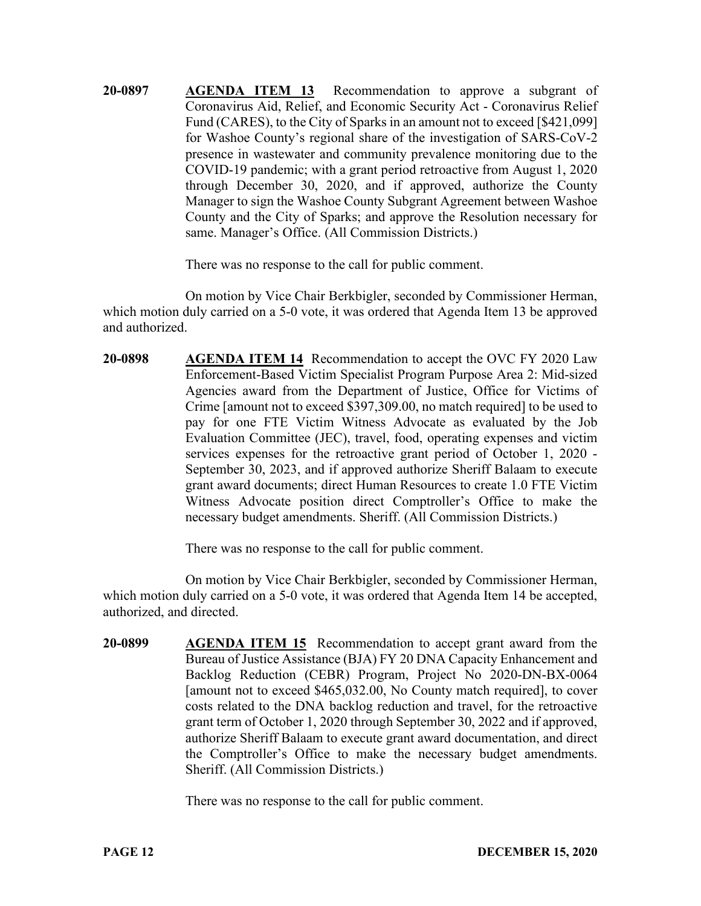**20-0897** **AGENDA ITEM 13** Recommendation to approve a subgrant of Coronavirus Aid, Relief, and Economic Security Act - Coronavirus Relief Fund (CARES), to the City of Sparks in an amount not to exceed [$421,099] for Washoe County's regional share of the investigation of SARS-CoV-2 presence in wastewater and community prevalence monitoring due to the COVID-19 pandemic; with a grant period retroactive from August 1, 2020 through December 30, 2020, and if approved, authorize the County Manager to sign the Washoe County Subgrant Agreement between Washoe County and the City of Sparks; and approve the Resolution necessary for same. Manager's Office. (All Commission Districts.)

There was no response to the call for public comment.

On motion by Vice Chair Berkbigler, seconded by Commissioner Herman, which motion duly carried on a 5-0 vote, it was ordered that Agenda Item 13 be approved and authorized.

**20-0898** **AGENDA ITEM 14** Recommendation to accept the OVC FY 2020 Law Enforcement-Based Victim Specialist Program Purpose Area 2: Mid-sized Agencies award from the Department of Justice, Office for Victims of Crime [amount not to exceed $397,309.00, no match required] to be used to pay for one FTE Victim Witness Advocate as evaluated by the Job Evaluation Committee (JEC), travel, food, operating expenses and victim services expenses for the retroactive grant period of October 1, 2020 - September 30, 2023, and if approved authorize Sheriff Balaam to execute grant award documents; direct Human Resources to create 1.0 FTE Victim Witness Advocate position direct Comptroller's Office to make the necessary budget amendments. Sheriff. (All Commission Districts.)

There was no response to the call for public comment.

On motion by Vice Chair Berkbigler, seconded by Commissioner Herman, which motion duly carried on a 5-0 vote, it was ordered that Agenda Item 14 be accepted, authorized, and directed.

**20-0899** **AGENDA ITEM 15** Recommendation to accept grant award from the Bureau of Justice Assistance (BJA) FY 20 DNA Capacity Enhancement and Backlog Reduction (CEBR) Program, Project No 2020-DN-BX-0064 [amount not to exceed $465,032.00, No County match required], to cover costs related to the DNA backlog reduction and travel, for the retroactive grant term of October 1, 2020 through September 30, 2022 and if approved, authorize Sheriff Balaam to execute grant award documentation, and direct the Comptroller's Office to make the necessary budget amendments. Sheriff. (All Commission Districts.)

There was no response to the call for public comment.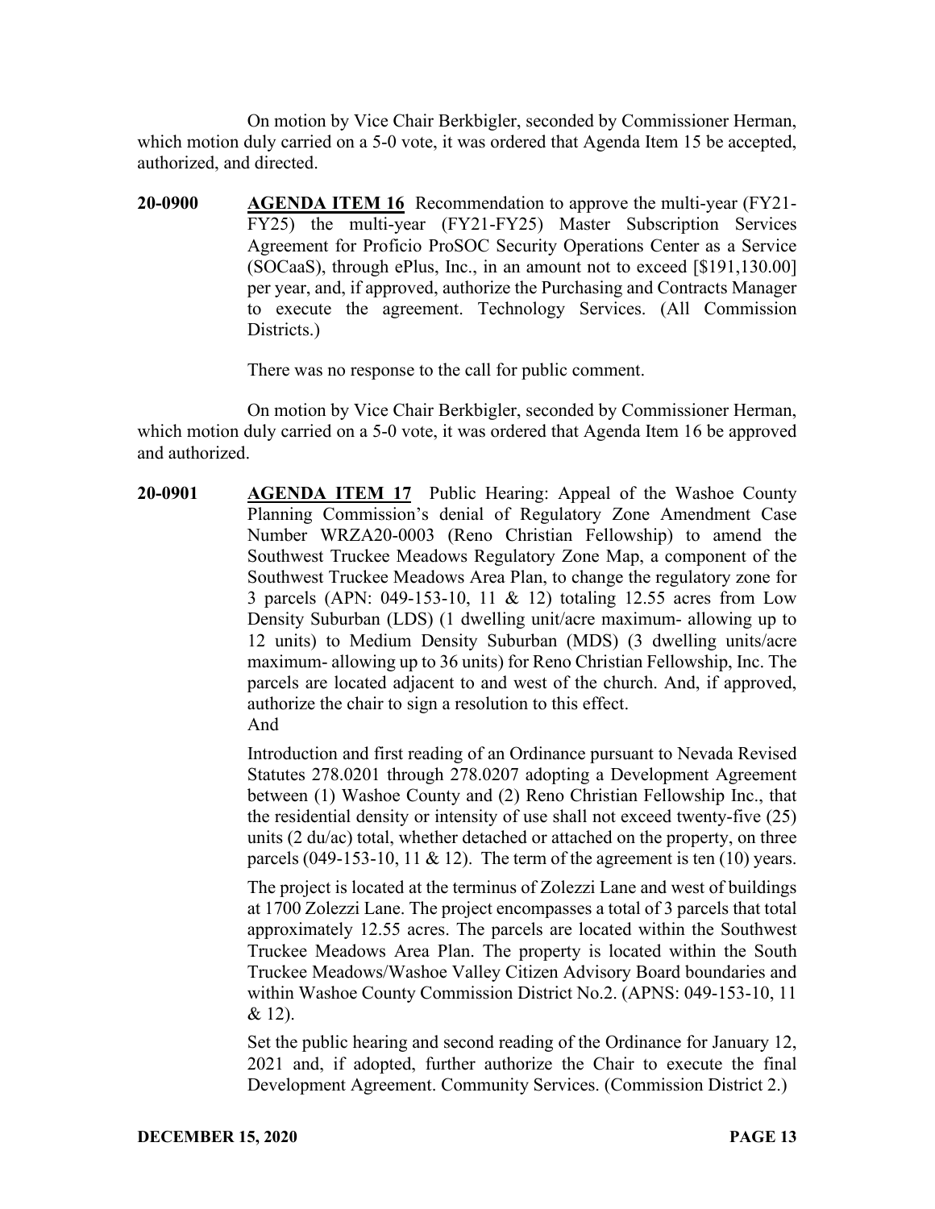On motion by Vice Chair Berkbigler, seconded by Commissioner Herman, which motion duly carried on a 5-0 vote, it was ordered that Agenda Item 15 be accepted, authorized, and directed.

**20-0900** **AGENDA ITEM 16** Recommendation to approve the multi-year (FY21-FY25) the multi-year (FY21-FY25) Master Subscription Services Agreement for Proficio ProSOC Security Operations Center as a Service (SOCaaS), through ePlus, Inc., in an amount not to exceed [$191,130.00] per year, and, if approved, authorize the Purchasing and Contracts Manager to execute the agreement. Technology Services. (All Commission Districts.)

There was no response to the call for public comment.

On motion by Vice Chair Berkbigler, seconded by Commissioner Herman, which motion duly carried on a 5-0 vote, it was ordered that Agenda Item 16 be approved and authorized.

**20-0901** **AGENDA ITEM 17** Public Hearing: Appeal of the Washoe County Planning Commission's denial of Regulatory Zone Amendment Case Number WRZA20-0003 (Reno Christian Fellowship) to amend the Southwest Truckee Meadows Regulatory Zone Map, a component of the Southwest Truckee Meadows Area Plan, to change the regulatory zone for 3 parcels (APN: 049-153-10, 11 & 12) totaling 12.55 acres from Low Density Suburban (LDS) (1 dwelling unit/acre maximum- allowing up to 12 units) to Medium Density Suburban (MDS) (3 dwelling units/acre maximum- allowing up to 36 units) for Reno Christian Fellowship, Inc. The parcels are located adjacent to and west of the church. And, if approved, authorize the chair to sign a resolution to this effect.
And

Introduction and first reading of an Ordinance pursuant to Nevada Revised Statutes 278.0201 through 278.0207 adopting a Development Agreement between (1) Washoe County and (2) Reno Christian Fellowship Inc., that the residential density or intensity of use shall not exceed twenty-five (25) units (2 du/ac) total, whether detached or attached on the property, on three parcels (049-153-10, 11 & 12). The term of the agreement is ten (10) years.

The project is located at the terminus of Zolezzi Lane and west of buildings at 1700 Zolezzi Lane. The project encompasses a total of 3 parcels that total approximately 12.55 acres. The parcels are located within the Southwest Truckee Meadows Area Plan. The property is located within the South Truckee Meadows/Washoe Valley Citizen Advisory Board boundaries and within Washoe County Commission District No.2. (APNS: 049-153-10, 11 & 12).

Set the public hearing and second reading of the Ordinance for January 12, 2021 and, if adopted, further authorize the Chair to execute the final Development Agreement. Community Services. (Commission District 2.)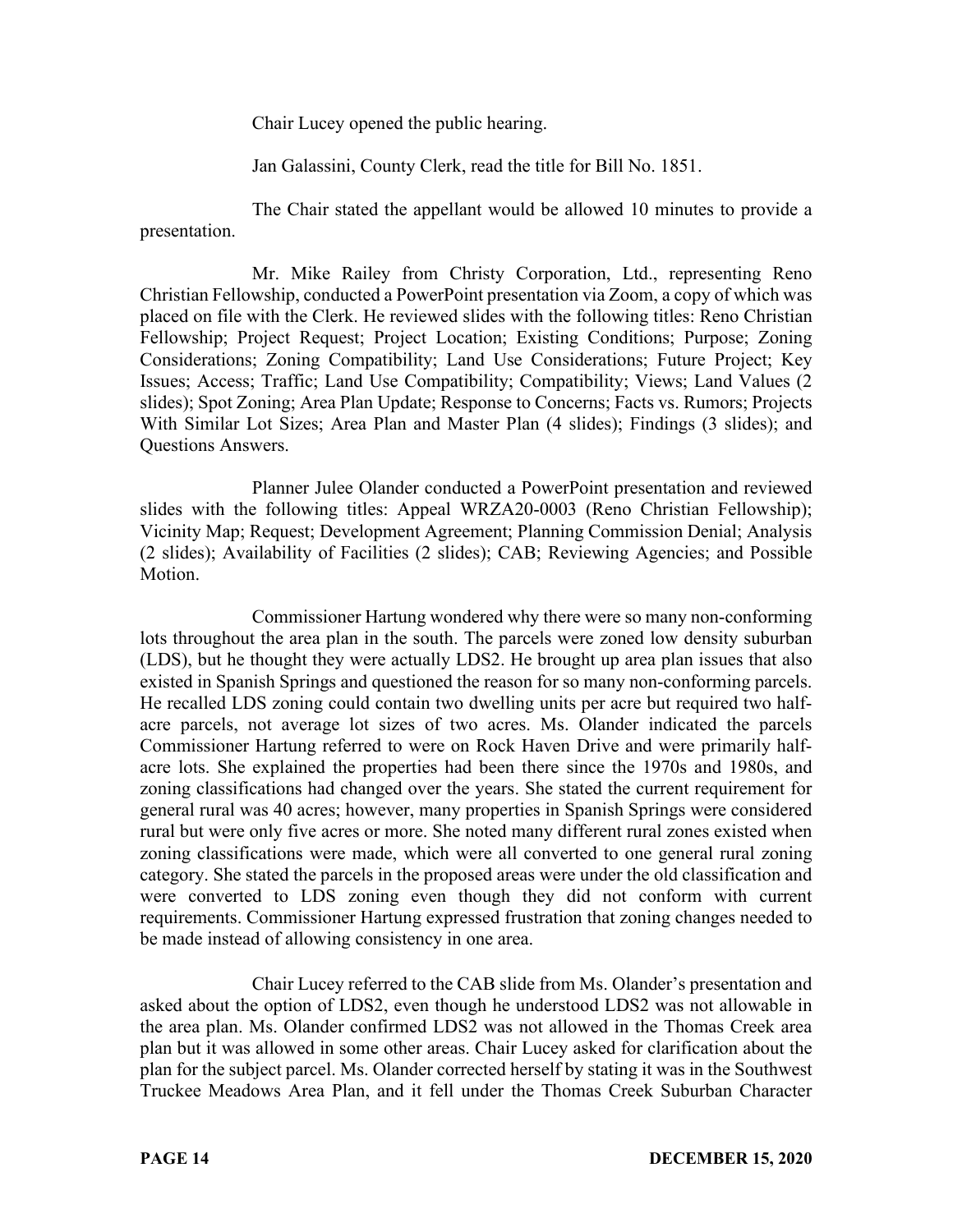Chair Lucey opened the public hearing.

Jan Galassini, County Clerk, read the title for Bill No. 1851.

The Chair stated the appellant would be allowed 10 minutes to provide a presentation.

Mr. Mike Railey from Christy Corporation, Ltd., representing Reno Christian Fellowship, conducted a PowerPoint presentation via Zoom, a copy of which was placed on file with the Clerk. He reviewed slides with the following titles: Reno Christian Fellowship; Project Request; Project Location; Existing Conditions; Purpose; Zoning Considerations; Zoning Compatibility; Land Use Considerations; Future Project; Key Issues; Access; Traffic; Land Use Compatibility; Compatibility; Views; Land Values (2 slides); Spot Zoning; Area Plan Update; Response to Concerns; Facts vs. Rumors; Projects With Similar Lot Sizes; Area Plan and Master Plan (4 slides); Findings (3 slides); and Questions Answers.

Planner Julee Olander conducted a PowerPoint presentation and reviewed slides with the following titles: Appeal WRZA20-0003 (Reno Christian Fellowship); Vicinity Map; Request; Development Agreement; Planning Commission Denial; Analysis (2 slides); Availability of Facilities (2 slides); CAB; Reviewing Agencies; and Possible Motion.

Commissioner Hartung wondered why there were so many non-conforming lots throughout the area plan in the south. The parcels were zoned low density suburban (LDS), but he thought they were actually LDS2. He brought up area plan issues that also existed in Spanish Springs and questioned the reason for so many non-conforming parcels. He recalled LDS zoning could contain two dwelling units per acre but required two half-acre parcels, not average lot sizes of two acres. Ms. Olander indicated the parcels Commissioner Hartung referred to were on Rock Haven Drive and were primarily half-acre lots. She explained the properties had been there since the 1970s and 1980s, and zoning classifications had changed over the years. She stated the current requirement for general rural was 40 acres; however, many properties in Spanish Springs were considered rural but were only five acres or more. She noted many different rural zones existed when zoning classifications were made, which were all converted to one general rural zoning category. She stated the parcels in the proposed areas were under the old classification and were converted to LDS zoning even though they did not conform with current requirements. Commissioner Hartung expressed frustration that zoning changes needed to be made instead of allowing consistency in one area.

Chair Lucey referred to the CAB slide from Ms. Olander's presentation and asked about the option of LDS2, even though he understood LDS2 was not allowable in the area plan. Ms. Olander confirmed LDS2 was not allowed in the Thomas Creek area plan but it was allowed in some other areas. Chair Lucey asked for clarification about the plan for the subject parcel. Ms. Olander corrected herself by stating it was in the Southwest Truckee Meadows Area Plan, and it fell under the Thomas Creek Suburban Character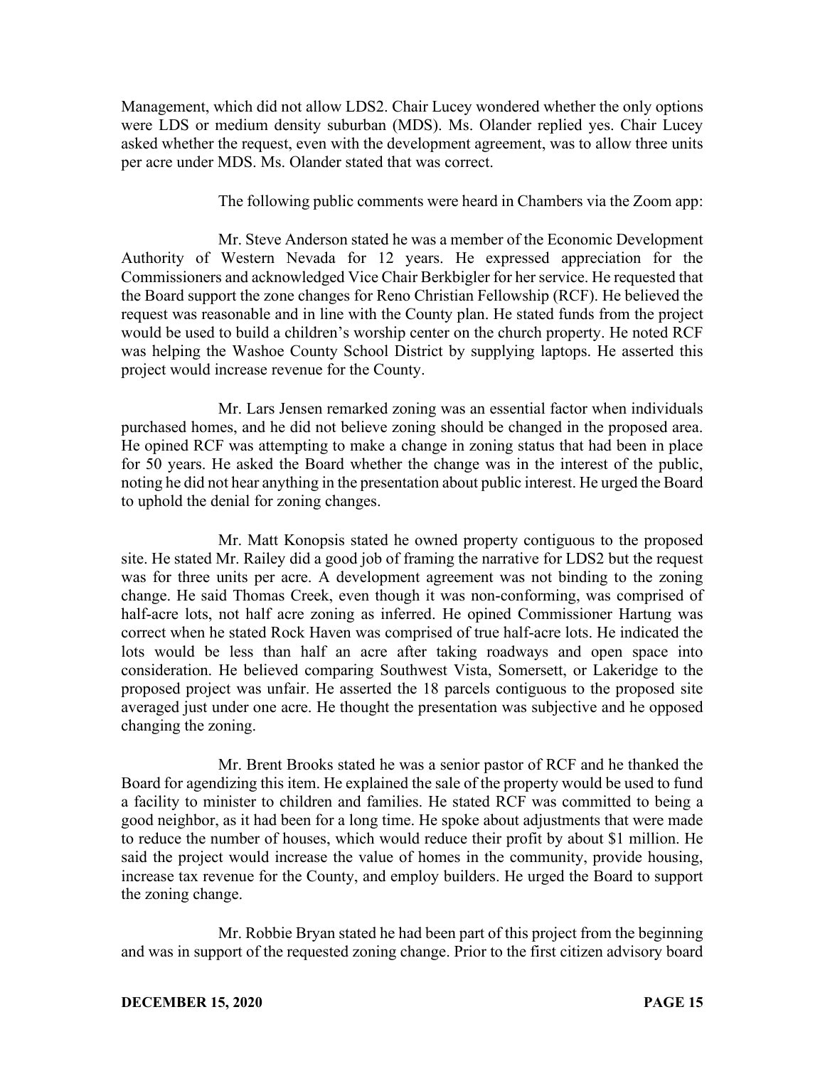Management, which did not allow LDS2. Chair Lucey wondered whether the only options were LDS or medium density suburban (MDS). Ms. Olander replied yes. Chair Lucey asked whether the request, even with the development agreement, was to allow three units per acre under MDS. Ms. Olander stated that was correct.

The following public comments were heard in Chambers via the Zoom app:

Mr. Steve Anderson stated he was a member of the Economic Development Authority of Western Nevada for 12 years. He expressed appreciation for the Commissioners and acknowledged Vice Chair Berkbigler for her service. He requested that the Board support the zone changes for Reno Christian Fellowship (RCF). He believed the request was reasonable and in line with the County plan. He stated funds from the project would be used to build a children's worship center on the church property. He noted RCF was helping the Washoe County School District by supplying laptops. He asserted this project would increase revenue for the County.

Mr. Lars Jensen remarked zoning was an essential factor when individuals purchased homes, and he did not believe zoning should be changed in the proposed area. He opined RCF was attempting to make a change in zoning status that had been in place for 50 years. He asked the Board whether the change was in the interest of the public, noting he did not hear anything in the presentation about public interest. He urged the Board to uphold the denial for zoning changes.

Mr. Matt Konopsis stated he owned property contiguous to the proposed site. He stated Mr. Railey did a good job of framing the narrative for LDS2 but the request was for three units per acre. A development agreement was not binding to the zoning change. He said Thomas Creek, even though it was non-conforming, was comprised of half-acre lots, not half acre zoning as inferred. He opined Commissioner Hartung was correct when he stated Rock Haven was comprised of true half-acre lots. He indicated the lots would be less than half an acre after taking roadways and open space into consideration. He believed comparing Southwest Vista, Somersett, or Lakeridge to the proposed project was unfair. He asserted the 18 parcels contiguous to the proposed site averaged just under one acre. He thought the presentation was subjective and he opposed changing the zoning.

Mr. Brent Brooks stated he was a senior pastor of RCF and he thanked the Board for agendizing this item. He explained the sale of the property would be used to fund a facility to minister to children and families. He stated RCF was committed to being a good neighbor, as it had been for a long time. He spoke about adjustments that were made to reduce the number of houses, which would reduce their profit by about $1 million. He said the project would increase the value of homes in the community, provide housing, increase tax revenue for the County, and employ builders. He urged the Board to support the zoning change.

Mr. Robbie Bryan stated he had been part of this project from the beginning and was in support of the requested zoning change. Prior to the first citizen advisory board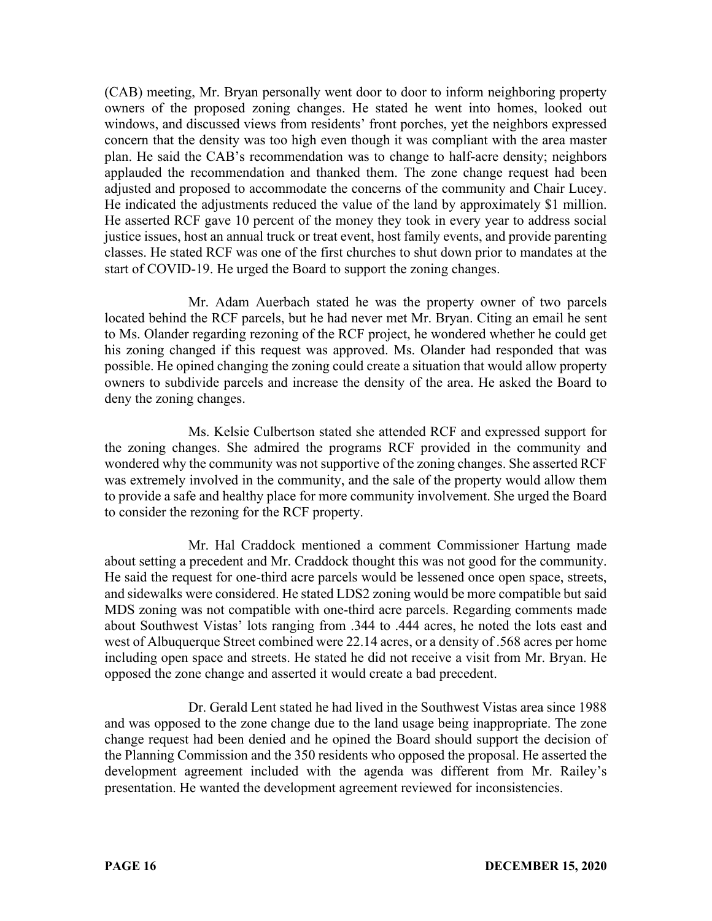(CAB) meeting, Mr. Bryan personally went door to door to inform neighboring property owners of the proposed zoning changes. He stated he went into homes, looked out windows, and discussed views from residents' front porches, yet the neighbors expressed concern that the density was too high even though it was compliant with the area master plan. He said the CAB's recommendation was to change to half-acre density; neighbors applauded the recommendation and thanked them. The zone change request had been adjusted and proposed to accommodate the concerns of the community and Chair Lucey. He indicated the adjustments reduced the value of the land by approximately $1 million. He asserted RCF gave 10 percent of the money they took in every year to address social justice issues, host an annual truck or treat event, host family events, and provide parenting classes. He stated RCF was one of the first churches to shut down prior to mandates at the start of COVID-19. He urged the Board to support the zoning changes.

Mr. Adam Auerbach stated he was the property owner of two parcels located behind the RCF parcels, but he had never met Mr. Bryan. Citing an email he sent to Ms. Olander regarding rezoning of the RCF project, he wondered whether he could get his zoning changed if this request was approved. Ms. Olander had responded that was possible. He opined changing the zoning could create a situation that would allow property owners to subdivide parcels and increase the density of the area. He asked the Board to deny the zoning changes.

Ms. Kelsie Culbertson stated she attended RCF and expressed support for the zoning changes. She admired the programs RCF provided in the community and wondered why the community was not supportive of the zoning changes. She asserted RCF was extremely involved in the community, and the sale of the property would allow them to provide a safe and healthy place for more community involvement. She urged the Board to consider the rezoning for the RCF property.

Mr. Hal Craddock mentioned a comment Commissioner Hartung made about setting a precedent and Mr. Craddock thought this was not good for the community. He said the request for one-third acre parcels would be lessened once open space, streets, and sidewalks were considered. He stated LDS2 zoning would be more compatible but said MDS zoning was not compatible with one-third acre parcels. Regarding comments made about Southwest Vistas' lots ranging from .344 to .444 acres, he noted the lots east and west of Albuquerque Street combined were 22.14 acres, or a density of .568 acres per home including open space and streets. He stated he did not receive a visit from Mr. Bryan. He opposed the zone change and asserted it would create a bad precedent.

Dr. Gerald Lent stated he had lived in the Southwest Vistas area since 1988 and was opposed to the zone change due to the land usage being inappropriate. The zone change request had been denied and he opined the Board should support the decision of the Planning Commission and the 350 residents who opposed the proposal. He asserted the development agreement included with the agenda was different from Mr. Railey's presentation. He wanted the development agreement reviewed for inconsistencies.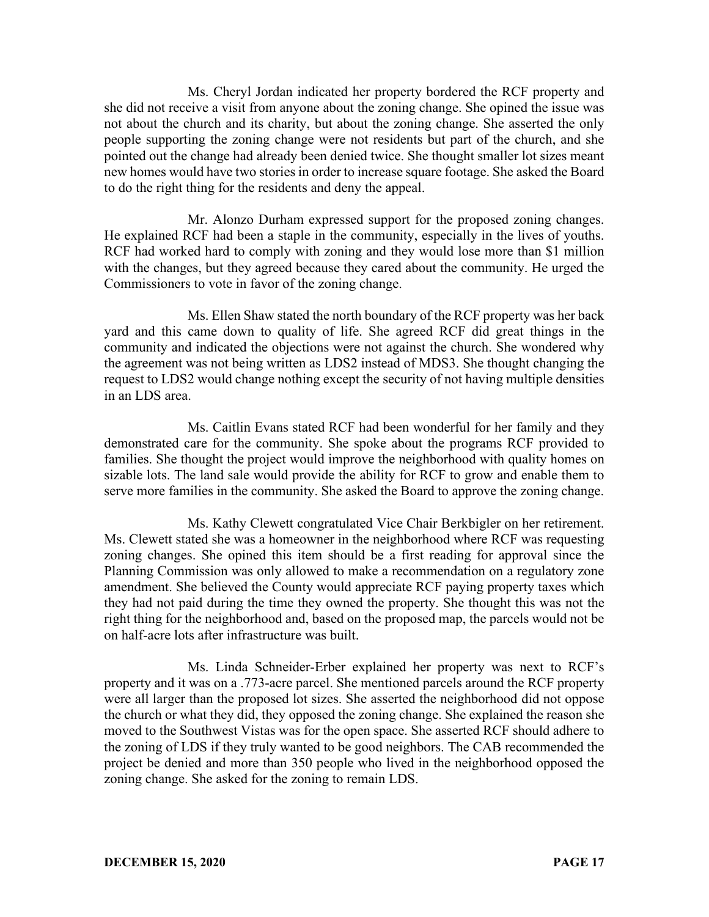Ms. Cheryl Jordan indicated her property bordered the RCF property and she did not receive a visit from anyone about the zoning change. She opined the issue was not about the church and its charity, but about the zoning change. She asserted the only people supporting the zoning change were not residents but part of the church, and she pointed out the change had already been denied twice. She thought smaller lot sizes meant new homes would have two stories in order to increase square footage. She asked the Board to do the right thing for the residents and deny the appeal.

Mr. Alonzo Durham expressed support for the proposed zoning changes. He explained RCF had been a staple in the community, especially in the lives of youths. RCF had worked hard to comply with zoning and they would lose more than $1 million with the changes, but they agreed because they cared about the community. He urged the Commissioners to vote in favor of the zoning change.

Ms. Ellen Shaw stated the north boundary of the RCF property was her back yard and this came down to quality of life. She agreed RCF did great things in the community and indicated the objections were not against the church. She wondered why the agreement was not being written as LDS2 instead of MDS3. She thought changing the request to LDS2 would change nothing except the security of not having multiple densities in an LDS area.

Ms. Caitlin Evans stated RCF had been wonderful for her family and they demonstrated care for the community. She spoke about the programs RCF provided to families. She thought the project would improve the neighborhood with quality homes on sizable lots. The land sale would provide the ability for RCF to grow and enable them to serve more families in the community. She asked the Board to approve the zoning change.

Ms. Kathy Clewett congratulated Vice Chair Berkbigler on her retirement. Ms. Clewett stated she was a homeowner in the neighborhood where RCF was requesting zoning changes. She opined this item should be a first reading for approval since the Planning Commission was only allowed to make a recommendation on a regulatory zone amendment. She believed the County would appreciate RCF paying property taxes which they had not paid during the time they owned the property. She thought this was not the right thing for the neighborhood and, based on the proposed map, the parcels would not be on half-acre lots after infrastructure was built.

Ms. Linda Schneider-Erber explained her property was next to RCF's property and it was on a .773-acre parcel. She mentioned parcels around the RCF property were all larger than the proposed lot sizes. She asserted the neighborhood did not oppose the church or what they did, they opposed the zoning change. She explained the reason she moved to the Southwest Vistas was for the open space. She asserted RCF should adhere to the zoning of LDS if they truly wanted to be good neighbors. The CAB recommended the project be denied and more than 350 people who lived in the neighborhood opposed the zoning change. She asked for the zoning to remain LDS.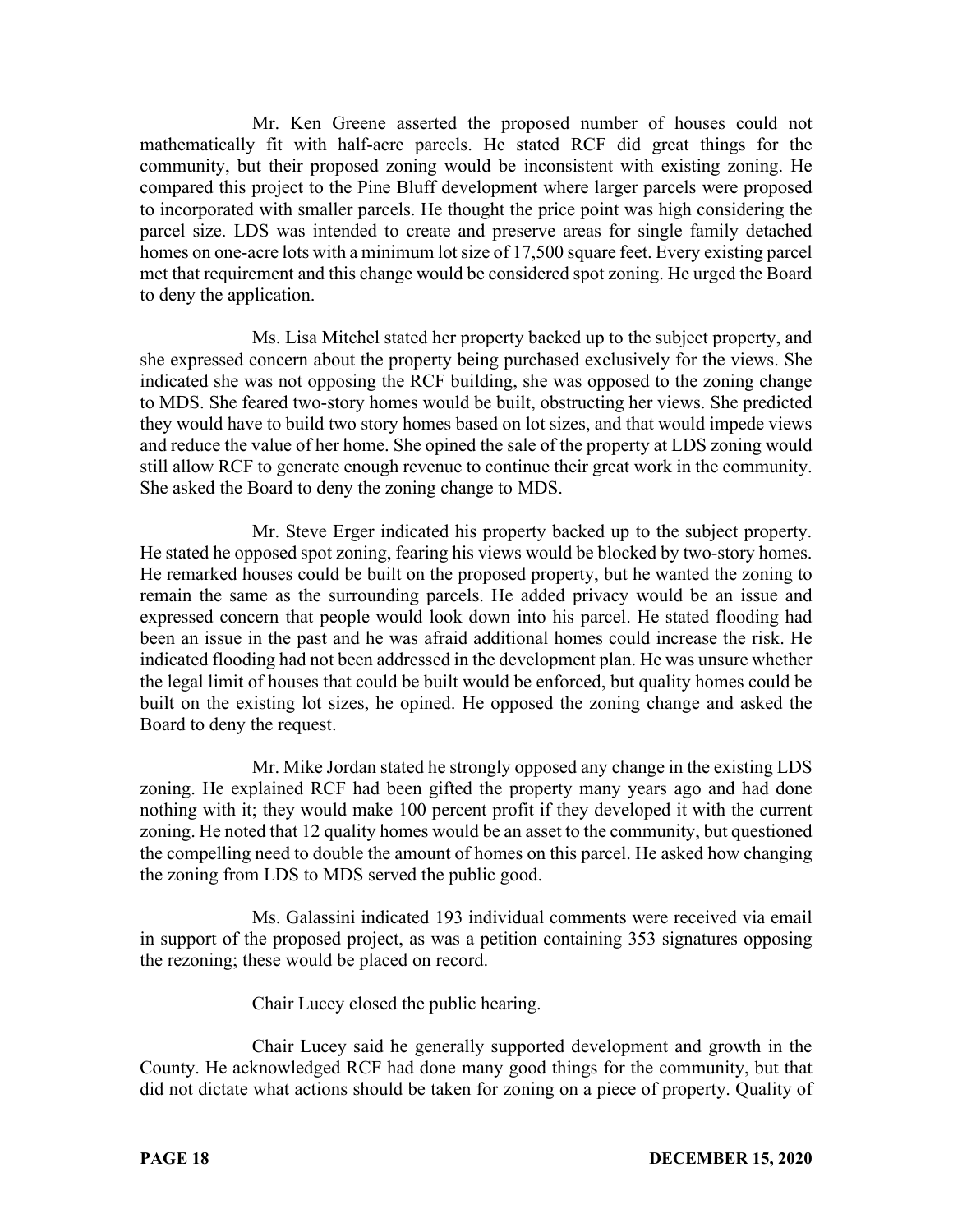Mr. Ken Greene asserted the proposed number of houses could not mathematically fit with half-acre parcels. He stated RCF did great things for the community, but their proposed zoning would be inconsistent with existing zoning. He compared this project to the Pine Bluff development where larger parcels were proposed to incorporated with smaller parcels. He thought the price point was high considering the parcel size. LDS was intended to create and preserve areas for single family detached homes on one-acre lots with a minimum lot size of 17,500 square feet. Every existing parcel met that requirement and this change would be considered spot zoning. He urged the Board to deny the application.

Ms. Lisa Mitchel stated her property backed up to the subject property, and she expressed concern about the property being purchased exclusively for the views. She indicated she was not opposing the RCF building, she was opposed to the zoning change to MDS. She feared two-story homes would be built, obstructing her views. She predicted they would have to build two story homes based on lot sizes, and that would impede views and reduce the value of her home. She opined the sale of the property at LDS zoning would still allow RCF to generate enough revenue to continue their great work in the community. She asked the Board to deny the zoning change to MDS.

Mr. Steve Erger indicated his property backed up to the subject property. He stated he opposed spot zoning, fearing his views would be blocked by two-story homes. He remarked houses could be built on the proposed property, but he wanted the zoning to remain the same as the surrounding parcels. He added privacy would be an issue and expressed concern that people would look down into his parcel. He stated flooding had been an issue in the past and he was afraid additional homes could increase the risk. He indicated flooding had not been addressed in the development plan. He was unsure whether the legal limit of houses that could be built would be enforced, but quality homes could be built on the existing lot sizes, he opined. He opposed the zoning change and asked the Board to deny the request.

Mr. Mike Jordan stated he strongly opposed any change in the existing LDS zoning. He explained RCF had been gifted the property many years ago and had done nothing with it; they would make 100 percent profit if they developed it with the current zoning. He noted that 12 quality homes would be an asset to the community, but questioned the compelling need to double the amount of homes on this parcel. He asked how changing the zoning from LDS to MDS served the public good.

Ms. Galassini indicated 193 individual comments were received via email in support of the proposed project, as was a petition containing 353 signatures opposing the rezoning; these would be placed on record.

Chair Lucey closed the public hearing.

Chair Lucey said he generally supported development and growth in the County. He acknowledged RCF had done many good things for the community, but that did not dictate what actions should be taken for zoning on a piece of property. Quality of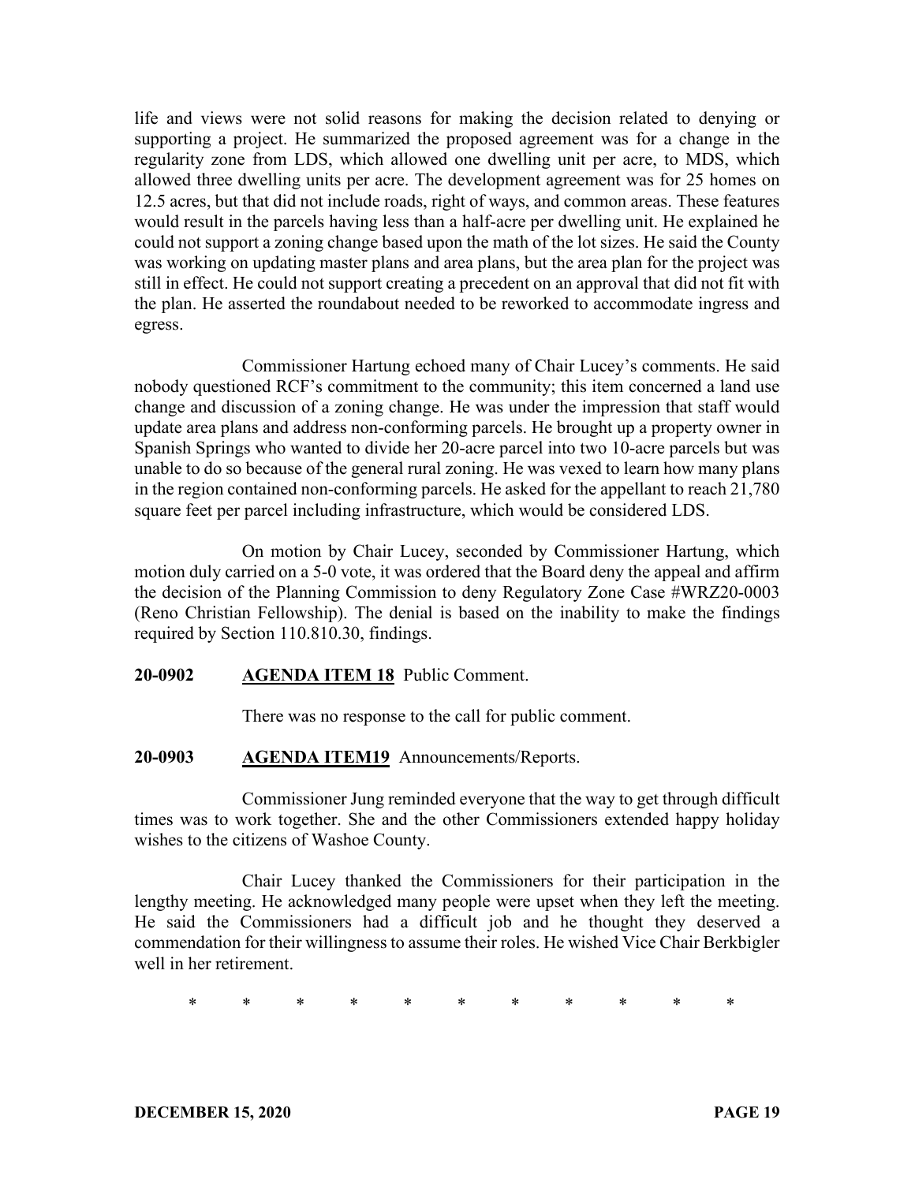life and views were not solid reasons for making the decision related to denying or supporting a project. He summarized the proposed agreement was for a change in the regularity zone from LDS, which allowed one dwelling unit per acre, to MDS, which allowed three dwelling units per acre. The development agreement was for 25 homes on 12.5 acres, but that did not include roads, right of ways, and common areas. These features would result in the parcels having less than a half-acre per dwelling unit. He explained he could not support a zoning change based upon the math of the lot sizes. He said the County was working on updating master plans and area plans, but the area plan for the project was still in effect. He could not support creating a precedent on an approval that did not fit with the plan. He asserted the roundabout needed to be reworked to accommodate ingress and egress.

Commissioner Hartung echoed many of Chair Lucey's comments. He said nobody questioned RCF's commitment to the community; this item concerned a land use change and discussion of a zoning change. He was under the impression that staff would update area plans and address non-conforming parcels. He brought up a property owner in Spanish Springs who wanted to divide her 20-acre parcel into two 10-acre parcels but was unable to do so because of the general rural zoning. He was vexed to learn how many plans in the region contained non-conforming parcels. He asked for the appellant to reach 21,780 square feet per parcel including infrastructure, which would be considered LDS.

On motion by Chair Lucey, seconded by Commissioner Hartung, which motion duly carried on a 5-0 vote, it was ordered that the Board deny the appeal and affirm the decision of the Planning Commission to deny Regulatory Zone Case #WRZ20-0003 (Reno Christian Fellowship). The denial is based on the inability to make the findings required by Section 110.810.30, findings.

**20-0902 AGENDA ITEM 18** Public Comment.

There was no response to the call for public comment.

**20-0903 AGENDA ITEM19** Announcements/Reports.

Commissioner Jung reminded everyone that the way to get through difficult times was to work together. She and the other Commissioners extended happy holiday wishes to the citizens of Washoe County.

Chair Lucey thanked the Commissioners for their participation in the lengthy meeting. He acknowledged many people were upset when they left the meeting. He said the Commissioners had a difficult job and he thought they deserved a commendation for their willingness to assume their roles. He wished Vice Chair Berkbigler well in her retirement.

\* \* \* \* \* \* \* \* \* \* \*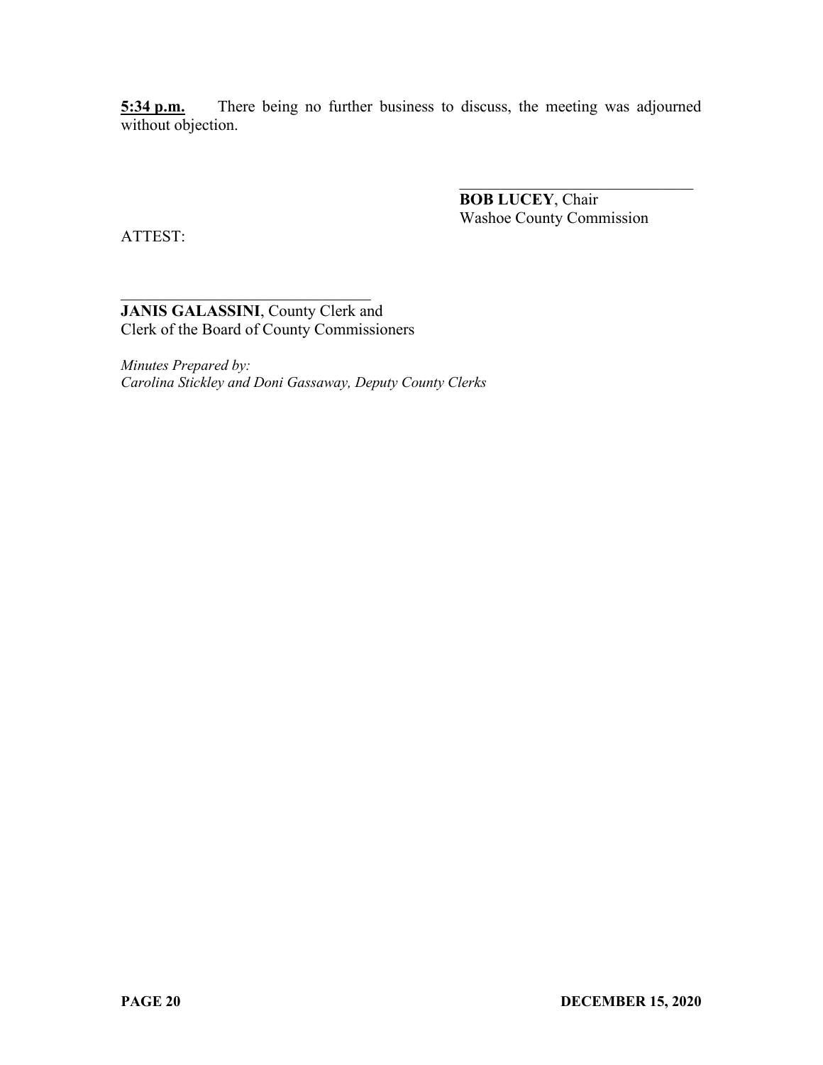**5:34 p.m.** There being no further business to discuss, the meeting was adjourned without objection.

\_\_\_\_\_\_\_\_\_\_\_\_\_\_\_\_\_\_\_\_\_\_\_\_\_\_\_\_
**BOB LUCEY**, Chair
Washoe County Commission

ATTEST:

\_\_\_\_\_\_\_\_\_\_\_\_\_\_\_\_\_\_\_\_\_\_\_\_\_\_\_\_
**JANIS GALASSINI**, County Clerk and
Clerk of the Board of County Commissioners

*Minutes Prepared by:*
*Carolina Stickley and Doni Gassaway, Deputy County Clerks*